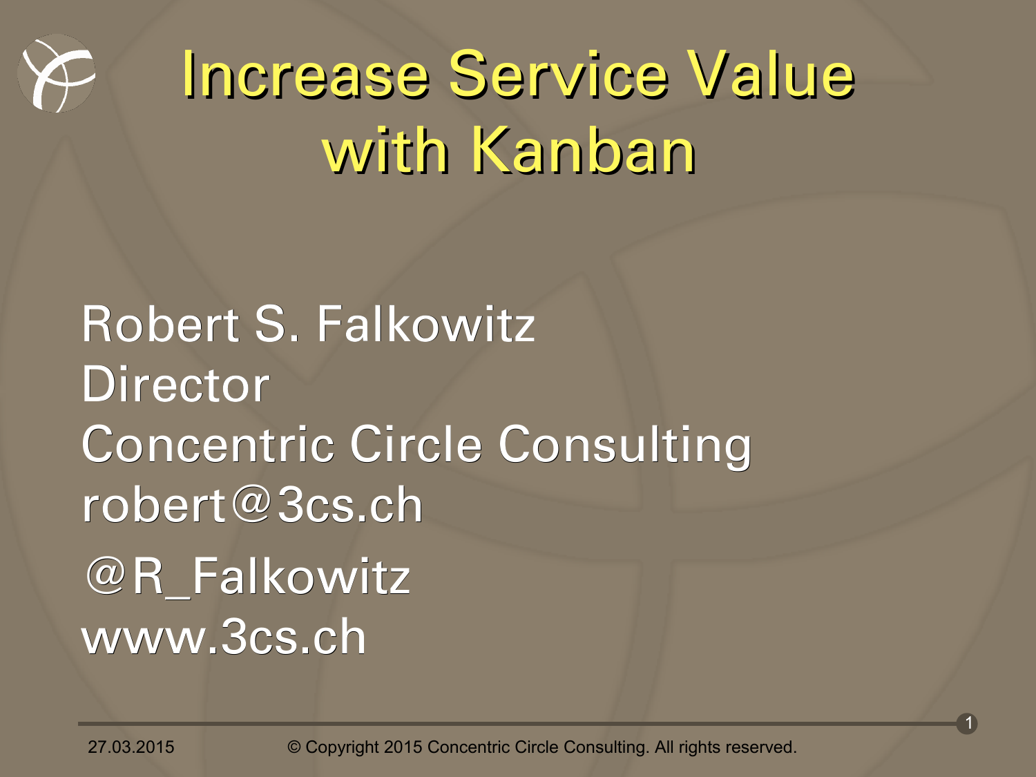# Increase Service Value with Kanban

Robert S. Falkowitz
Director
Concentric Circle Consulting
robert@3cs.ch
@R_Falkowitz
www.3cs.ch

27.03.2015 © Copyright 2015 Concentric Circle Consulting. All rights reserved.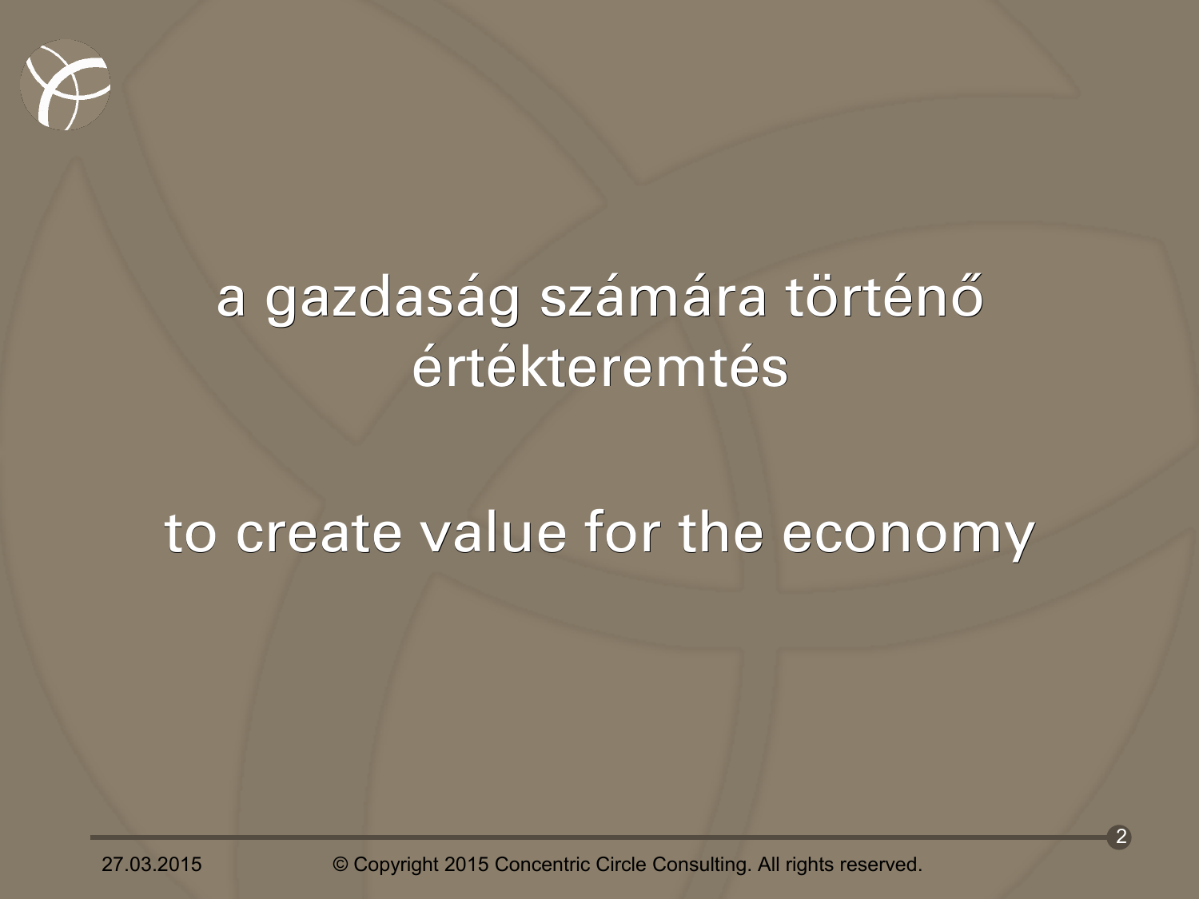a gazdaság számára történő értékteremtés

to create value for the economy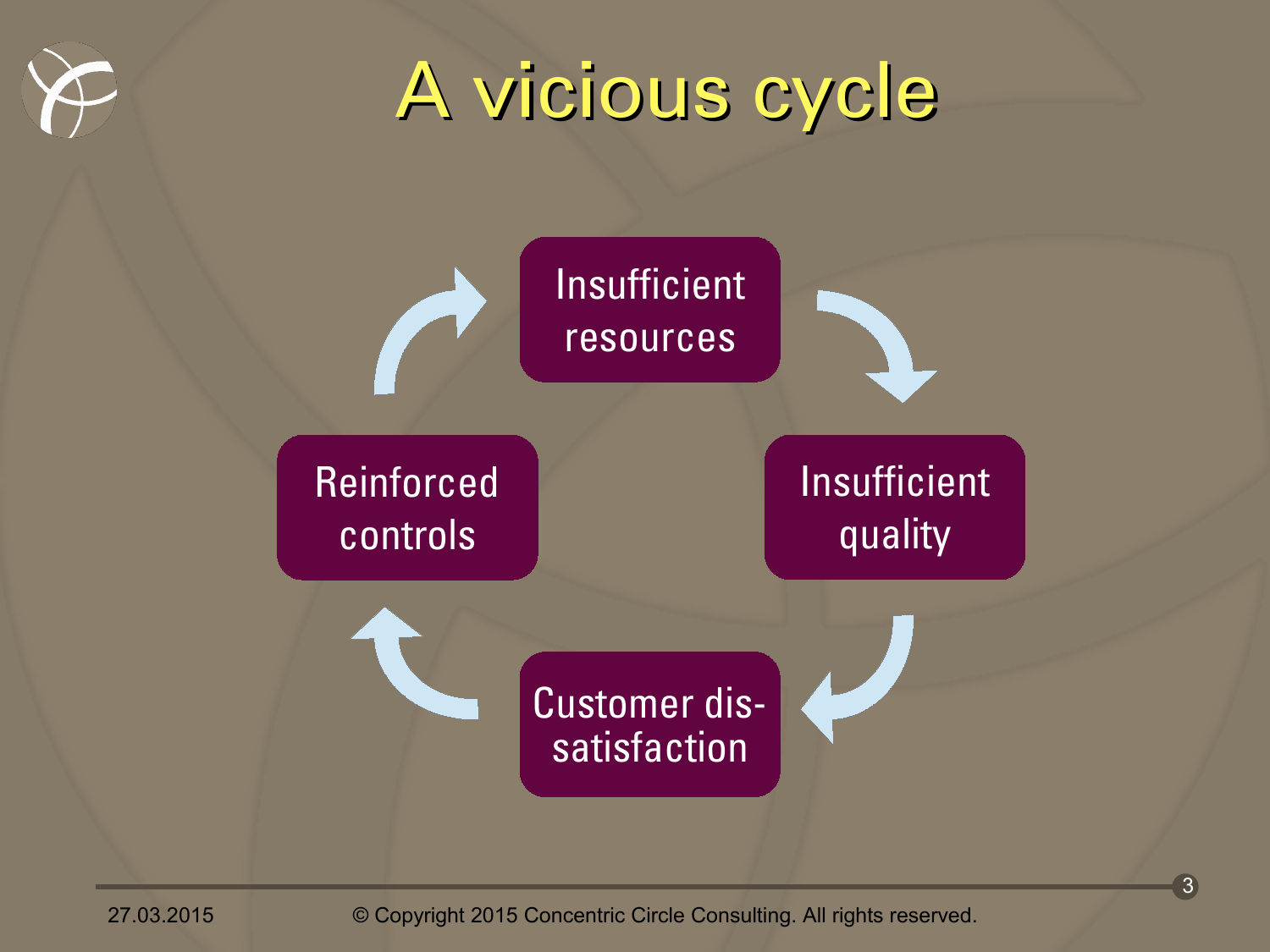# A vicious cycle

- Insufficient resources
- Insufficient quality
- Customer dis-satisfaction
- Reinforced controls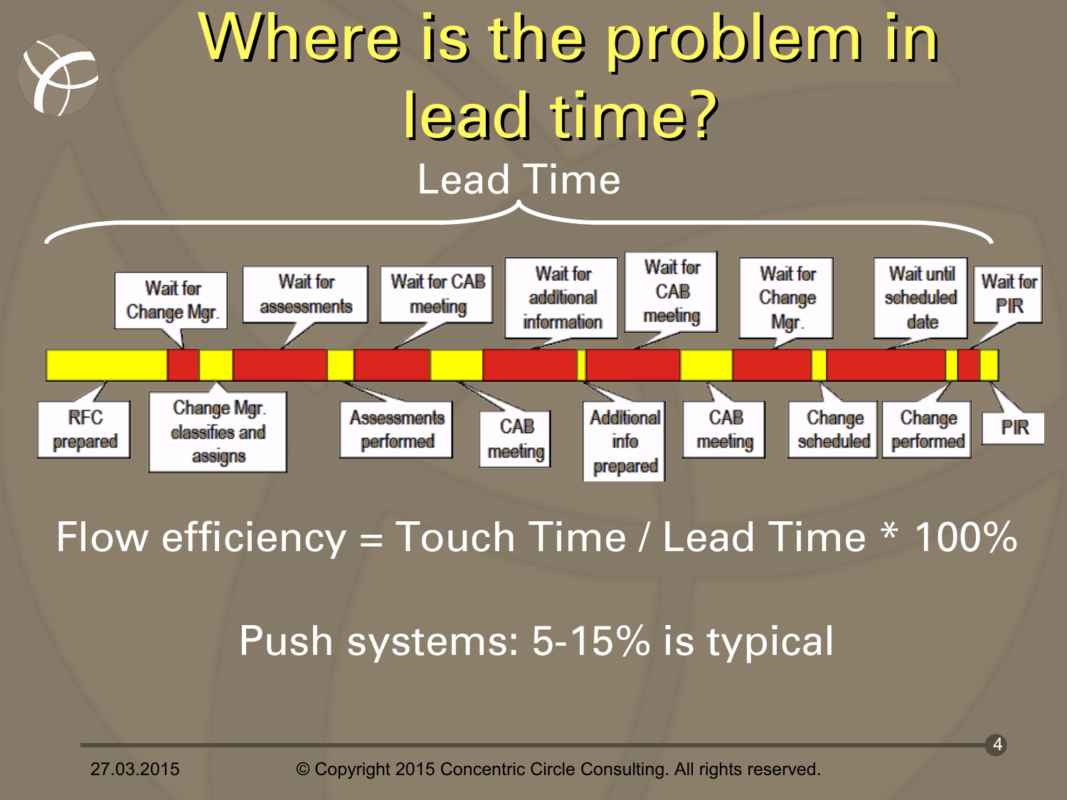# Where is the problem in lead time?

Lead Time

Wait for Change Mgr. | Wait for assessments | Wait for CAB meeting | Wait for additional information | Wait for CAB meeting | Wait for Change Mgr. | Wait until scheduled date | Wait for PIR

RFC prepared | Change Mgr. classifies and assigns | Assessments performed | CAB meeting | Additional info prepared | CAB meeting | Change scheduled | Change performed | PIR

Flow efficiency = Touch Time / Lead Time * 100%

Push systems: 5-15% is typical

27.03.2015 © Copyright 2015 Concentric Circle Consulting. All rights reserved.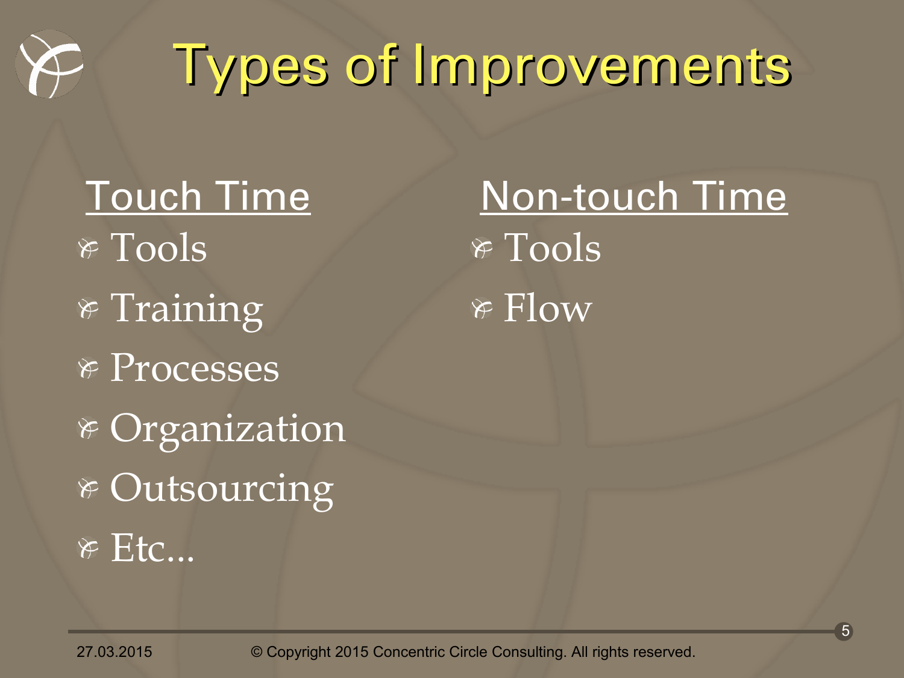# Types of Improvements

## Touch Time

- Tools
- Training
- Processes
- Organization
- Outsourcing
- Etc...

## Non-touch Time

- Tools
- Flow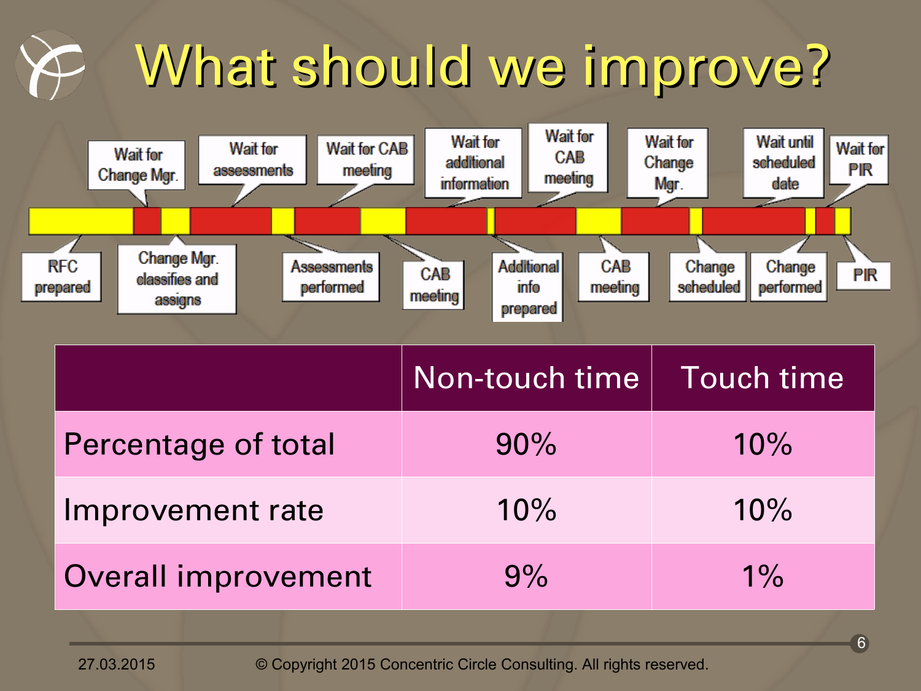# What should we improve?

Wait for Change Mgr. | Wait for assessments | Wait for CAB meeting | Wait for additional information | Wait for CAB meeting | Wait for Change Mgr. | Wait until scheduled date | Wait for PIR

RFC prepared | Change Mgr. classifies and assigns | Assessments performed | CAB meeting | Additional info prepared | CAB meeting | Change scheduled | Change performed | PIR

| | Non-touch time | Touch time |
|---|---|---|
| Percentage of total | 90% | 10% |
| Improvement rate | 10% | 10% |
| Overall improvement | 9% | 1% |

27.03.2015 © Copyright 2015 Concentric Circle Consulting. All rights reserved.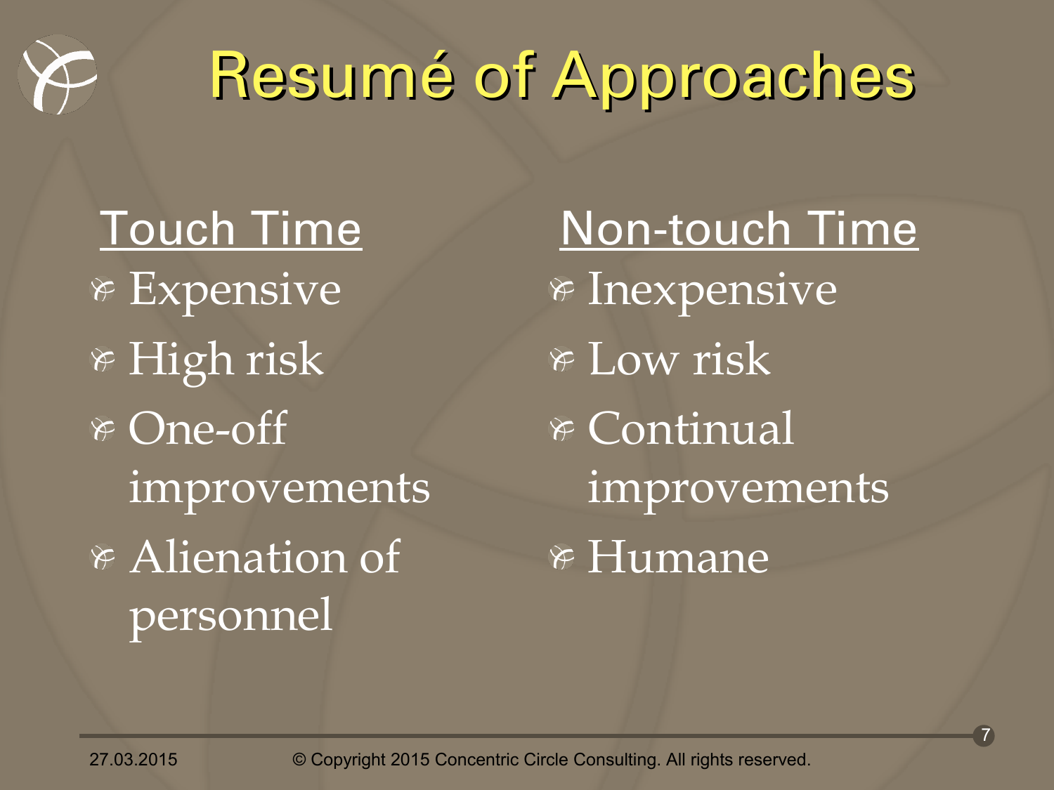# Resumé of Approaches

**Touch Time**

- Expensive
- High risk
- One-off improvements
- Alienation of personnel

**Non-touch Time**

- Inexpensive
- Low risk
- Continual improvements
- Humane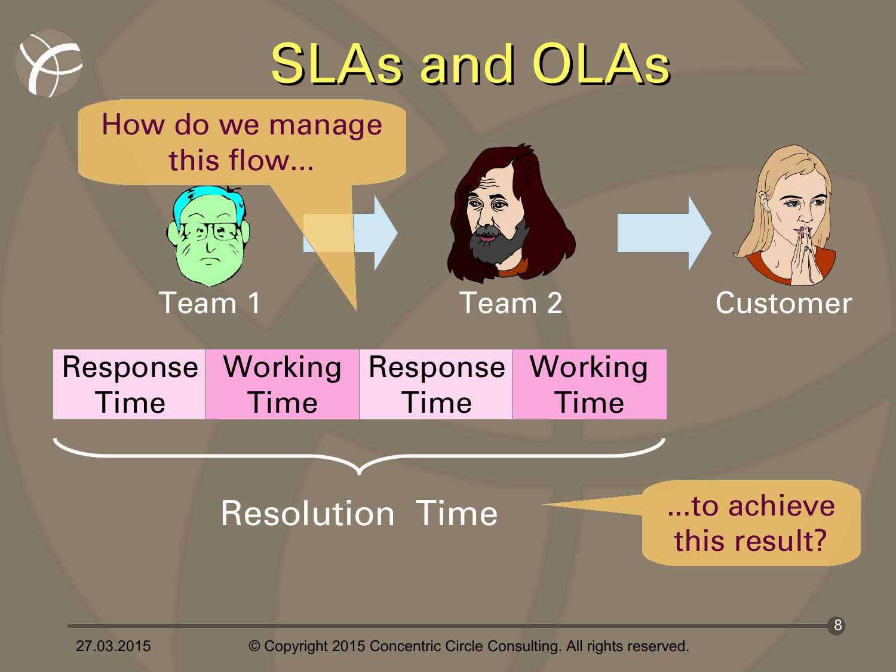# SLAs and OLAs

How do we manage this flow...

Team 1 → Team 2 → Customer

| Response Time | Working Time | Response Time | Working Time |
|---|---|---|---|

Resolution Time

...to achieve this result?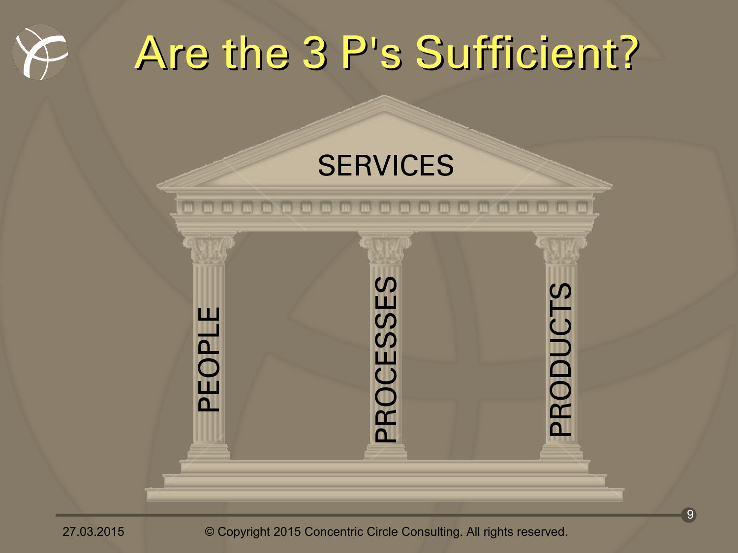# Are the 3 P's Sufficient?

SERVICES

PEOPLE

PROCESSES

PRODUCTS

© Copyright 2015 Concentric Circle Consulting. All rights reserved.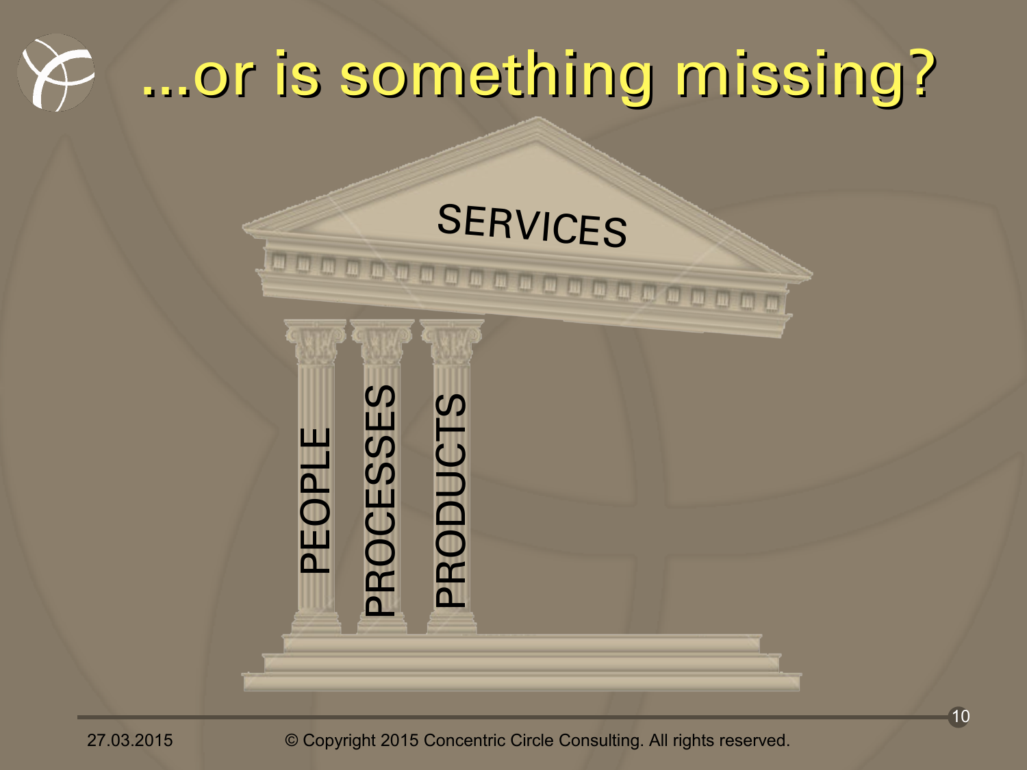# ...or is something missing?

SERVICES

PEOPLE

PROCESSES

PRODUCTS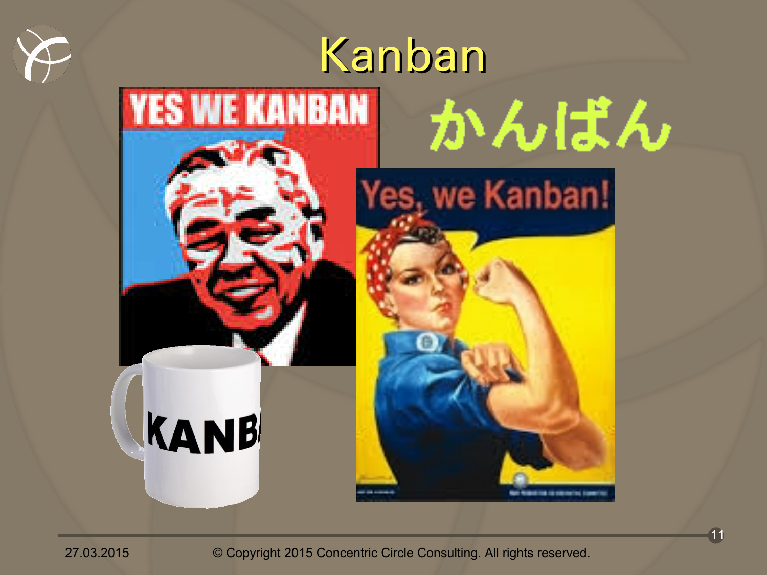# Kanban

かんばん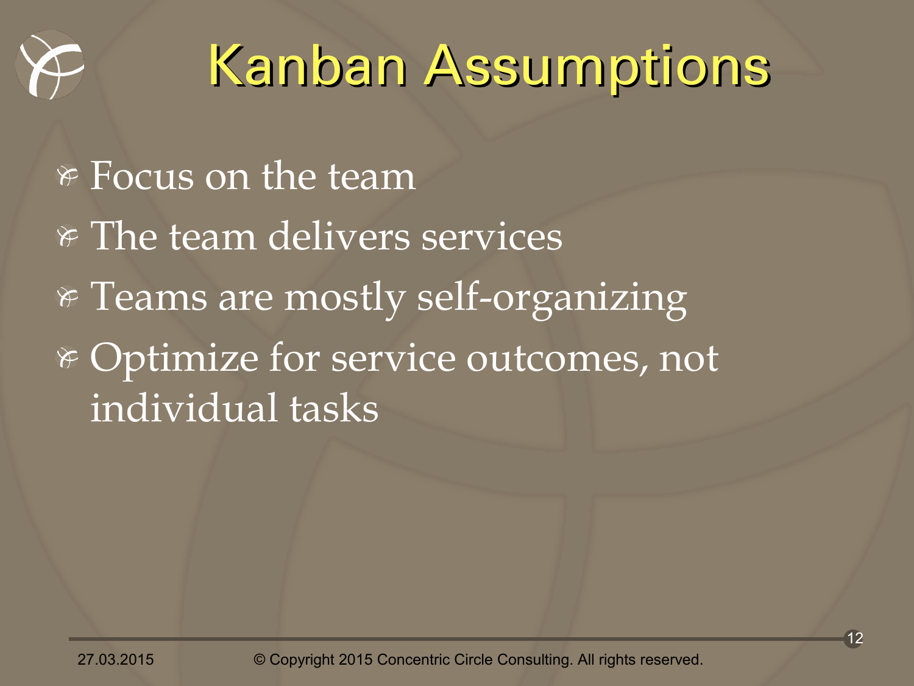# Kanban Assumptions

- Focus on the team
- The team delivers services
- Teams are mostly self-organizing
- Optimize for service outcomes, not individual tasks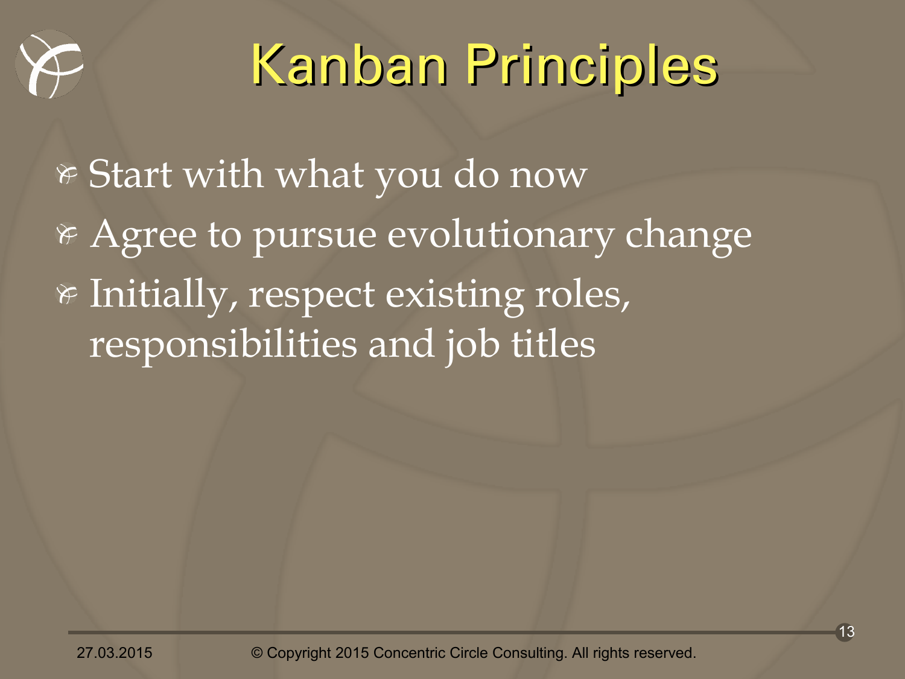# Kanban Principles

- Start with what you do now
- Agree to pursue evolutionary change
- Initially, respect existing roles, responsibilities and job titles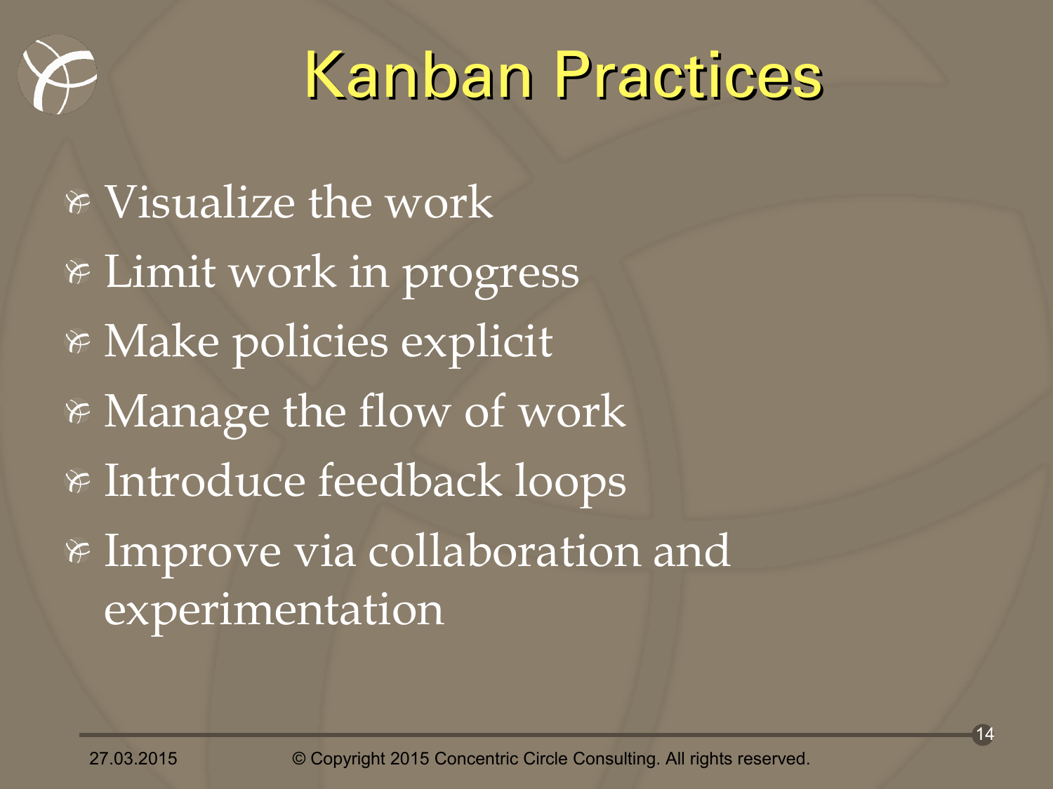# Kanban Practices

- Visualize the work
- Limit work in progress
- Make policies explicit
- Manage the flow of work
- Introduce feedback loops
- Improve via collaboration and experimentation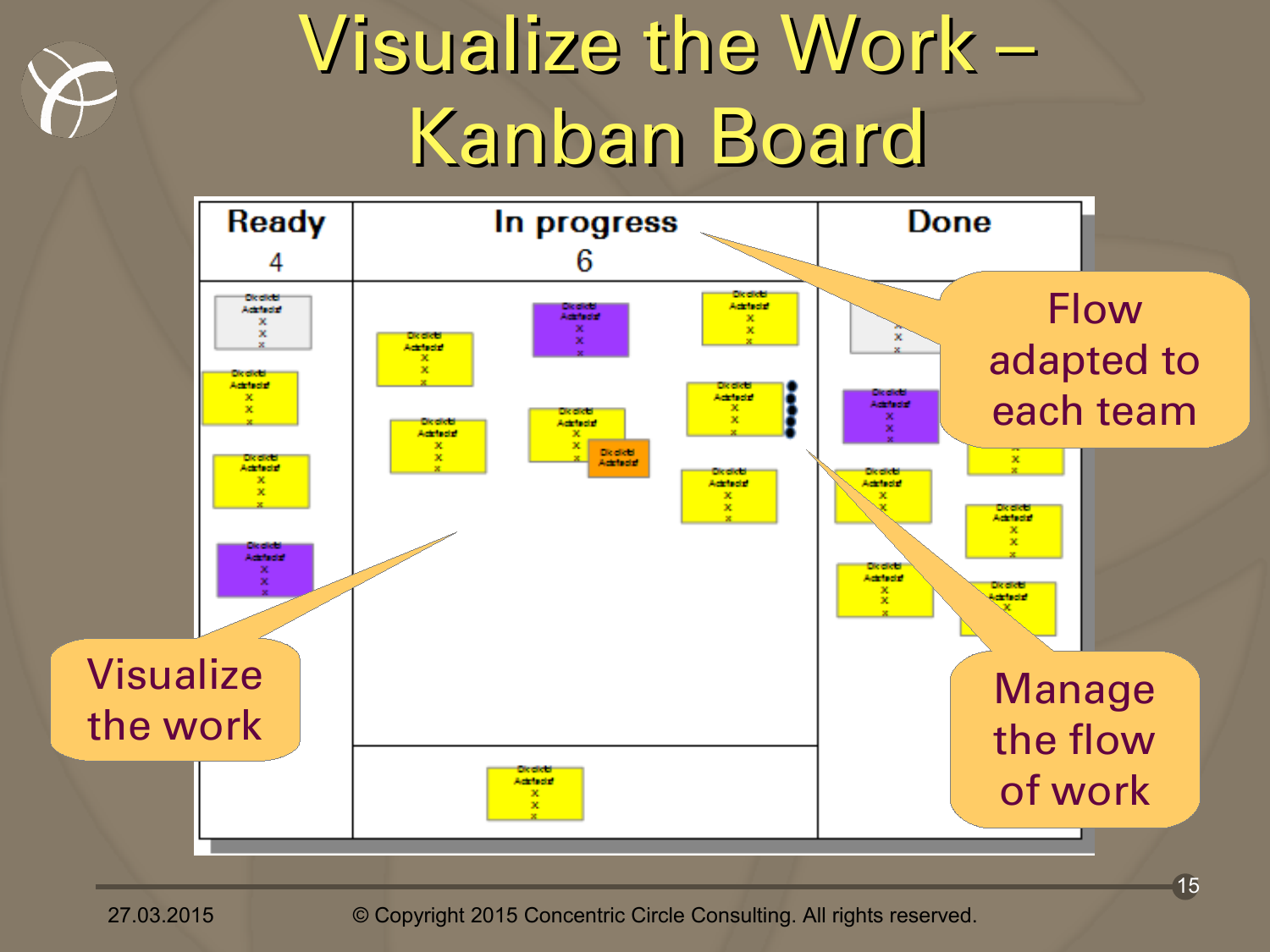# Visualize the Work – Kanban Board

| Ready 4 | In progress 6 | Done |
|---|---|---|

Flow adapted to each team

Visualize the work

Manage the flow of work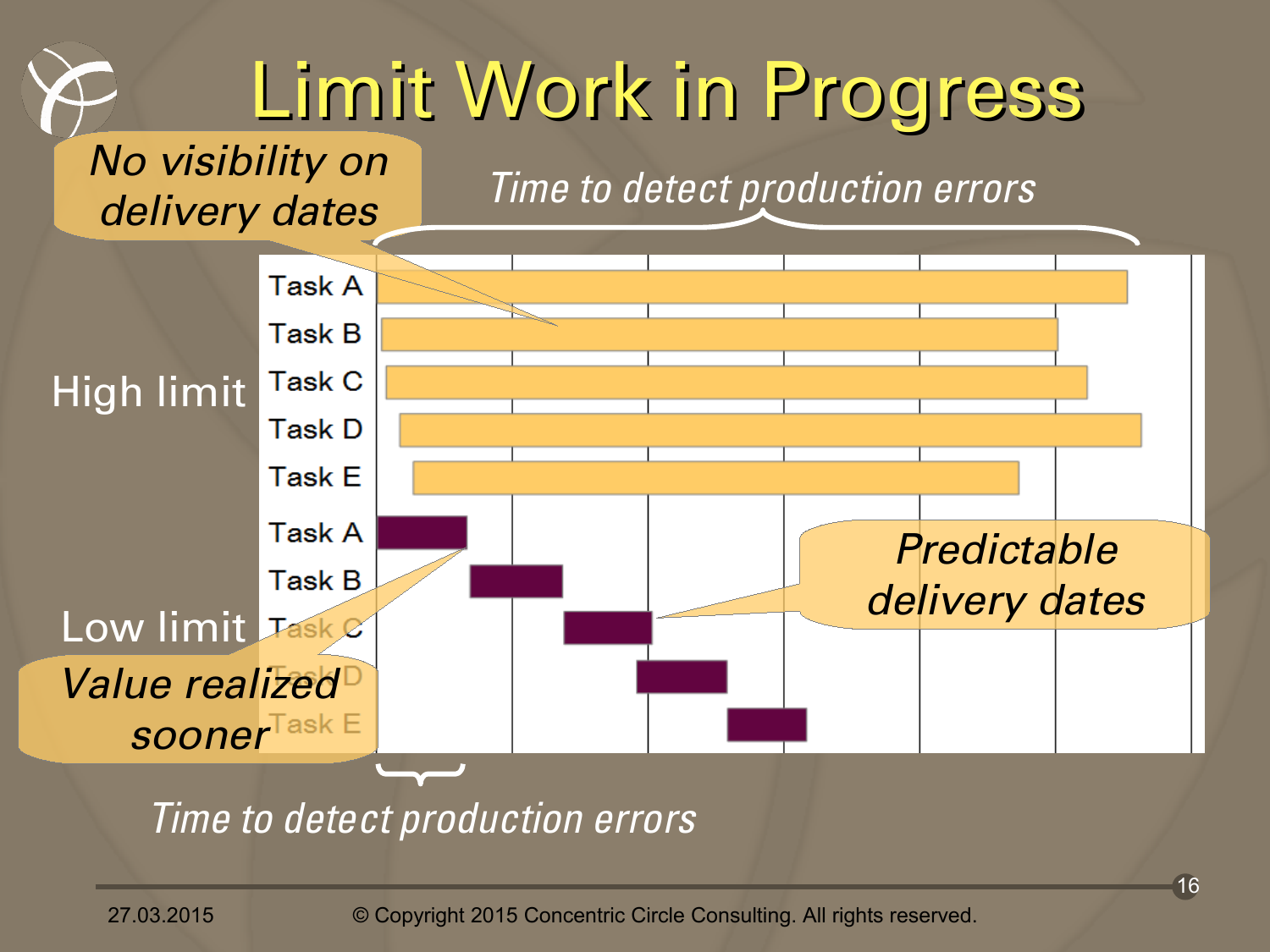# Limit Work in Progress

*No visibility on delivery dates*

*Time to detect production errors*

**High limit**

- Task A
- Task B
- Task C
- Task D
- Task E

**Low limit**

- Task A
- Task B
- Task C
- Task D
- Task E

*Predictable delivery dates*

*Value realized sooner*

*Time to detect production errors*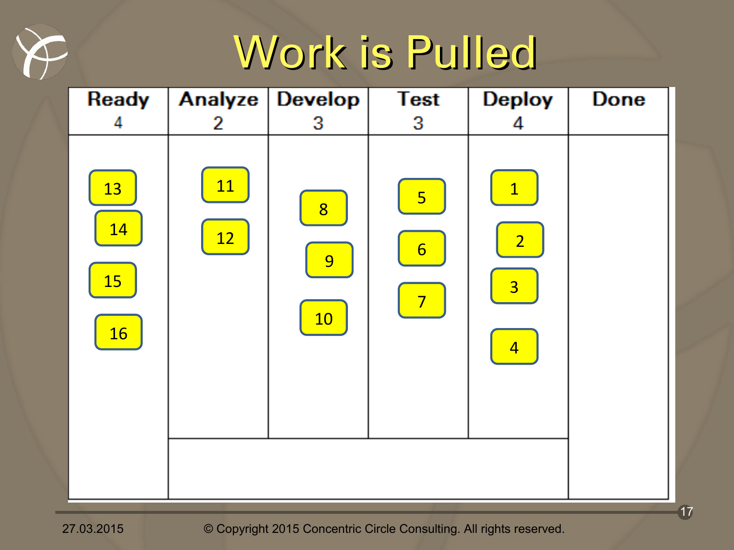# Work is Pulled

| Ready 4 | Analyze 2 | Develop 3 | Test 3 | Deploy 4 | Done |
|---|---|---|---|---|---|
| 13 | 11 | 8 | 5 | 1 | |
| 14 | 12 | 9 | 6 | 2 | |
| 15 | | 10 | 7 | 3 | |
| 16 | | | | 4 | |

27.03.2015

© Copyright 2015 Concentric Circle Consulting. All rights reserved.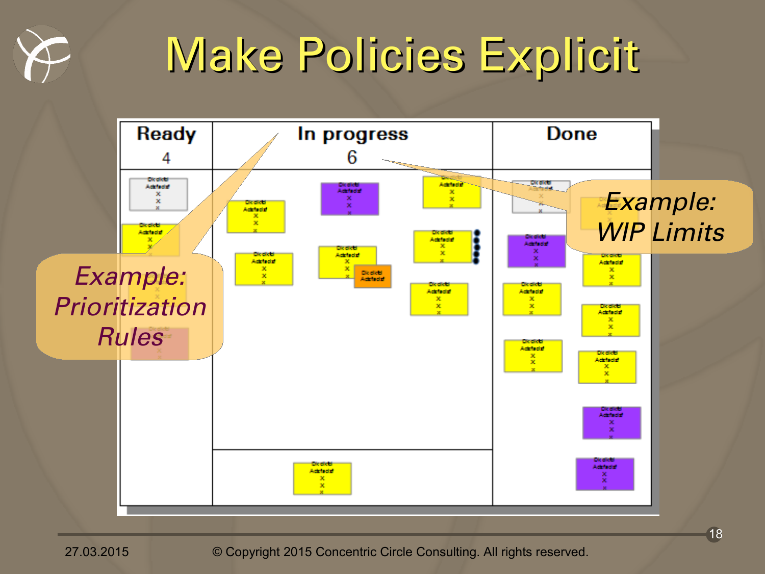# Make Policies Explicit

| Ready 4 | In progress 6 | Done |
|---|---|---|

*Example: Prioritization Rules*

*Example: WIP Limits*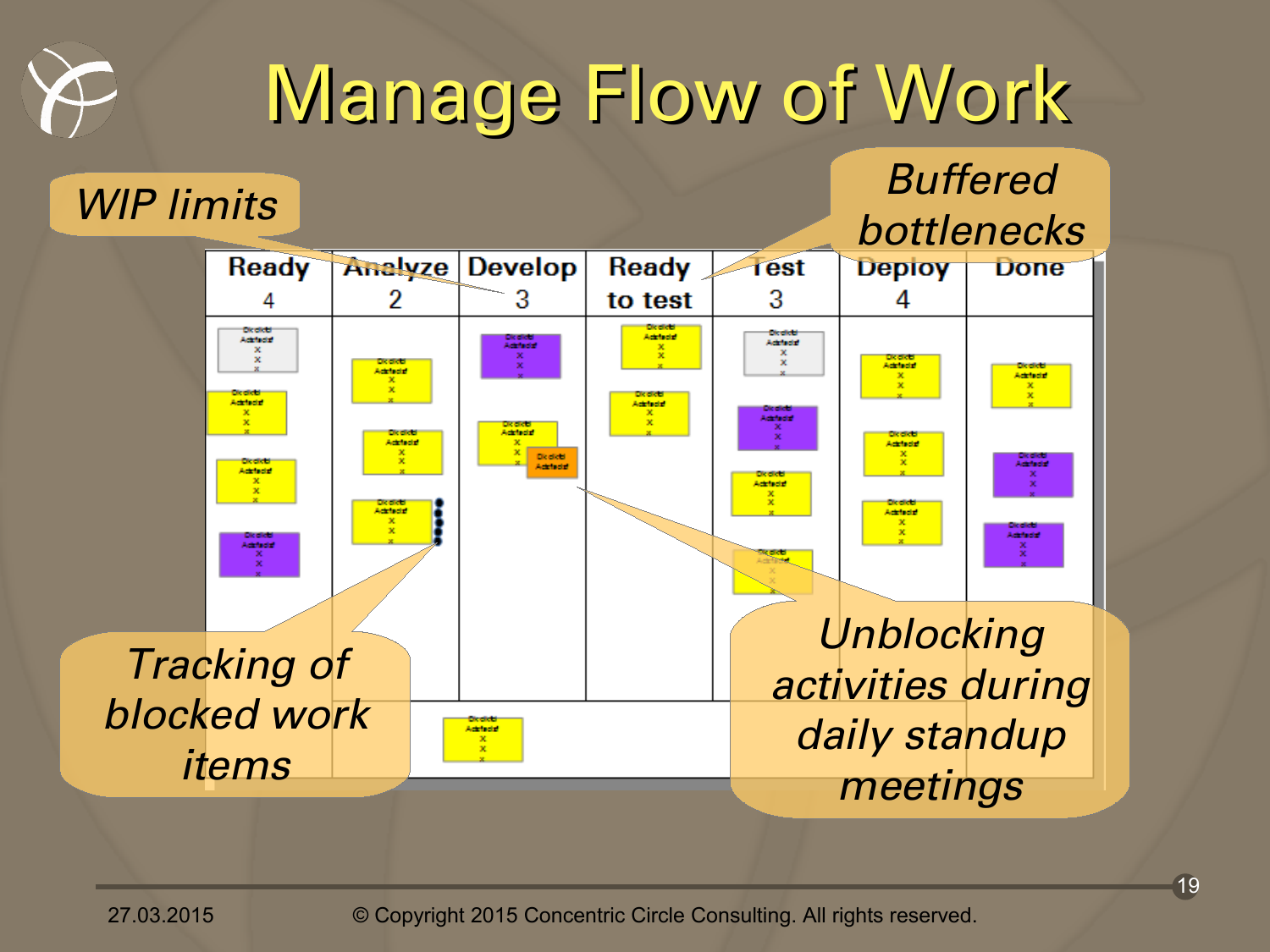# Manage Flow of Work

*WIP limits*

*Buffered bottlenecks*

| Ready 4 | Analyze 2 | Develop 3 | Ready to test | Test 3 | Deploy 4 | Done |
|---|---|---|---|---|---|---|

*Tracking of blocked work items*

*Unblocking activities during daily standup meetings*

27.03.2015

© Copyright 2015 Concentric Circle Consulting. All rights reserved.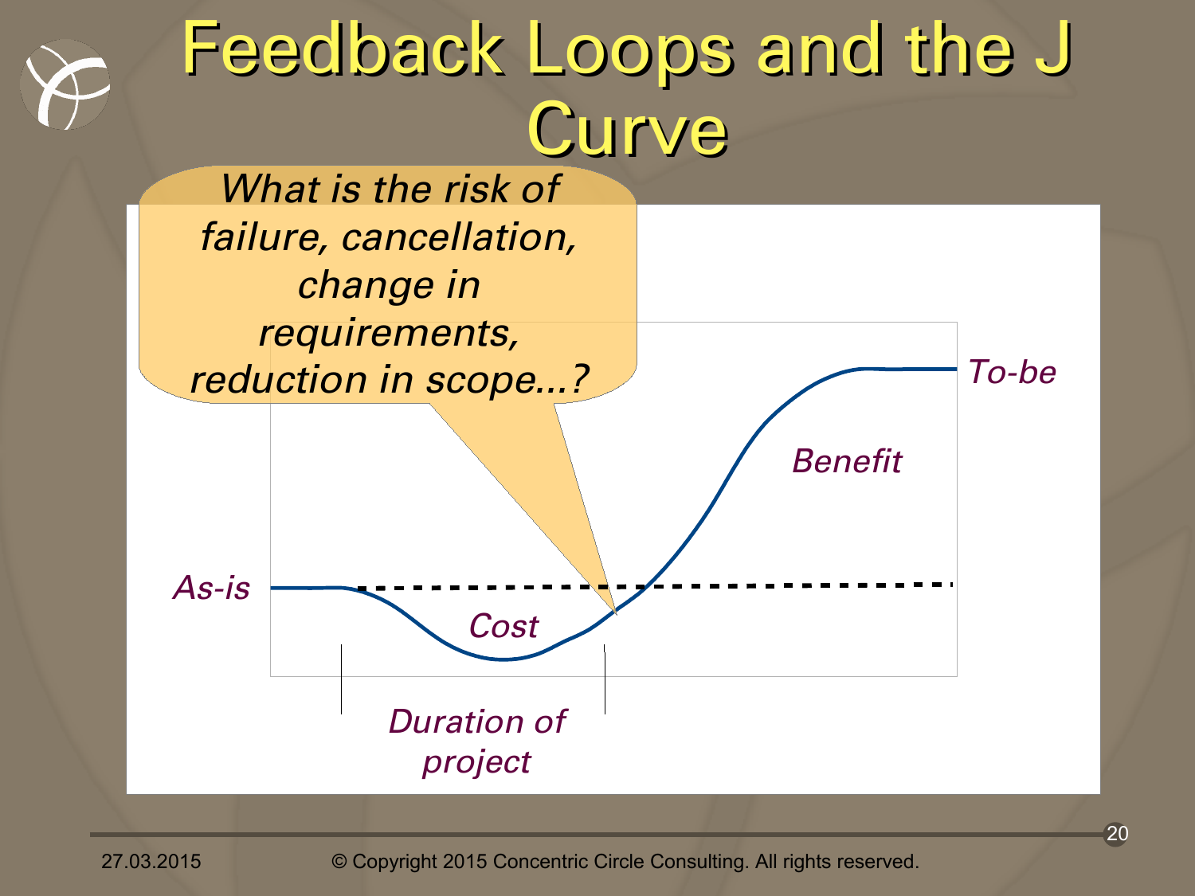# Feedback Loops and the J Curve

*What is the risk of failure, cancellation, change in requirements, reduction in scope...?*

*To-be*

*Benefit*

*As-is*

*Cost*

*Duration of project*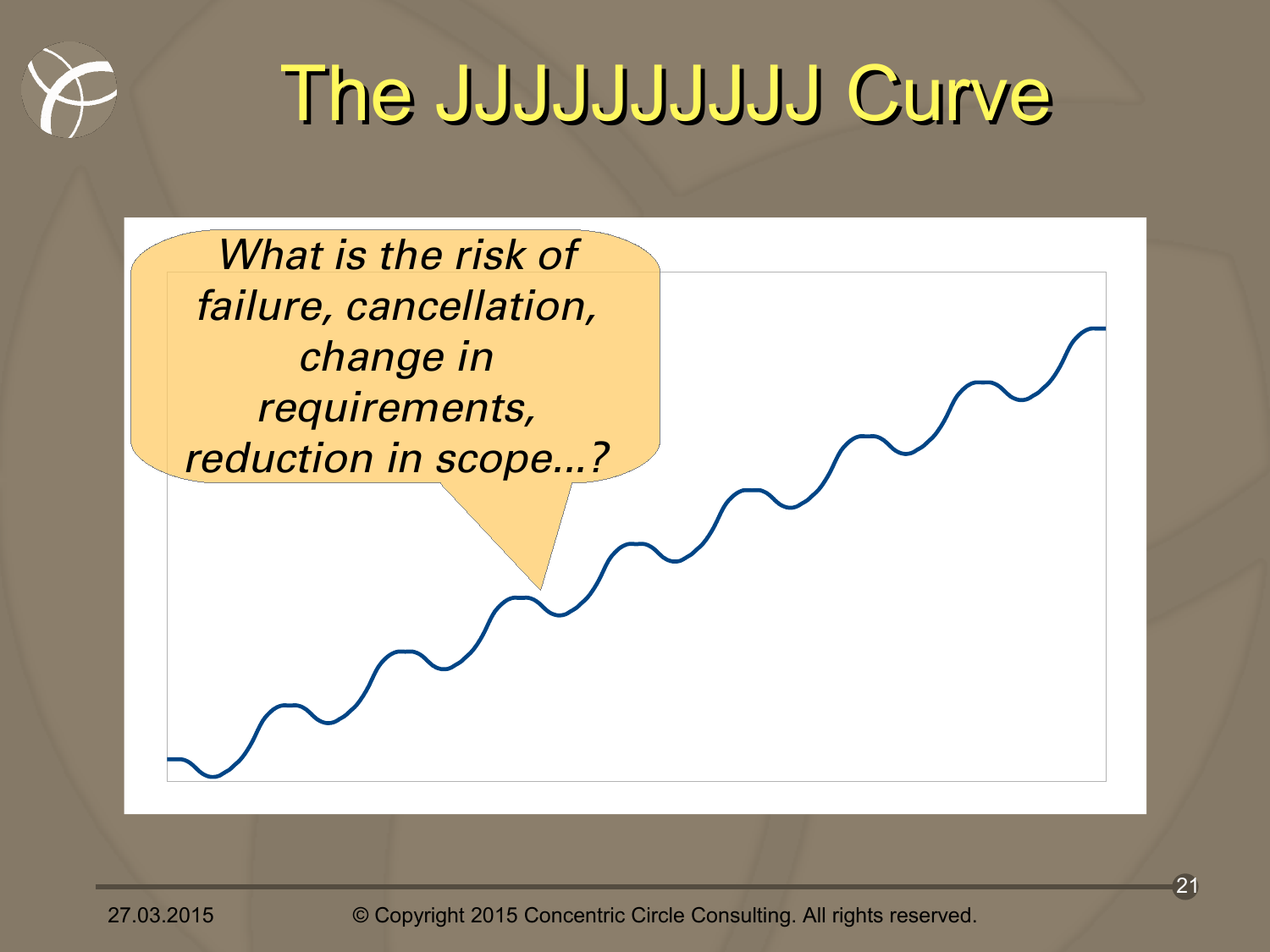# The JJJJJJJJJ Curve

*What is the risk of failure, cancellation, change in requirements, reduction in scope…?*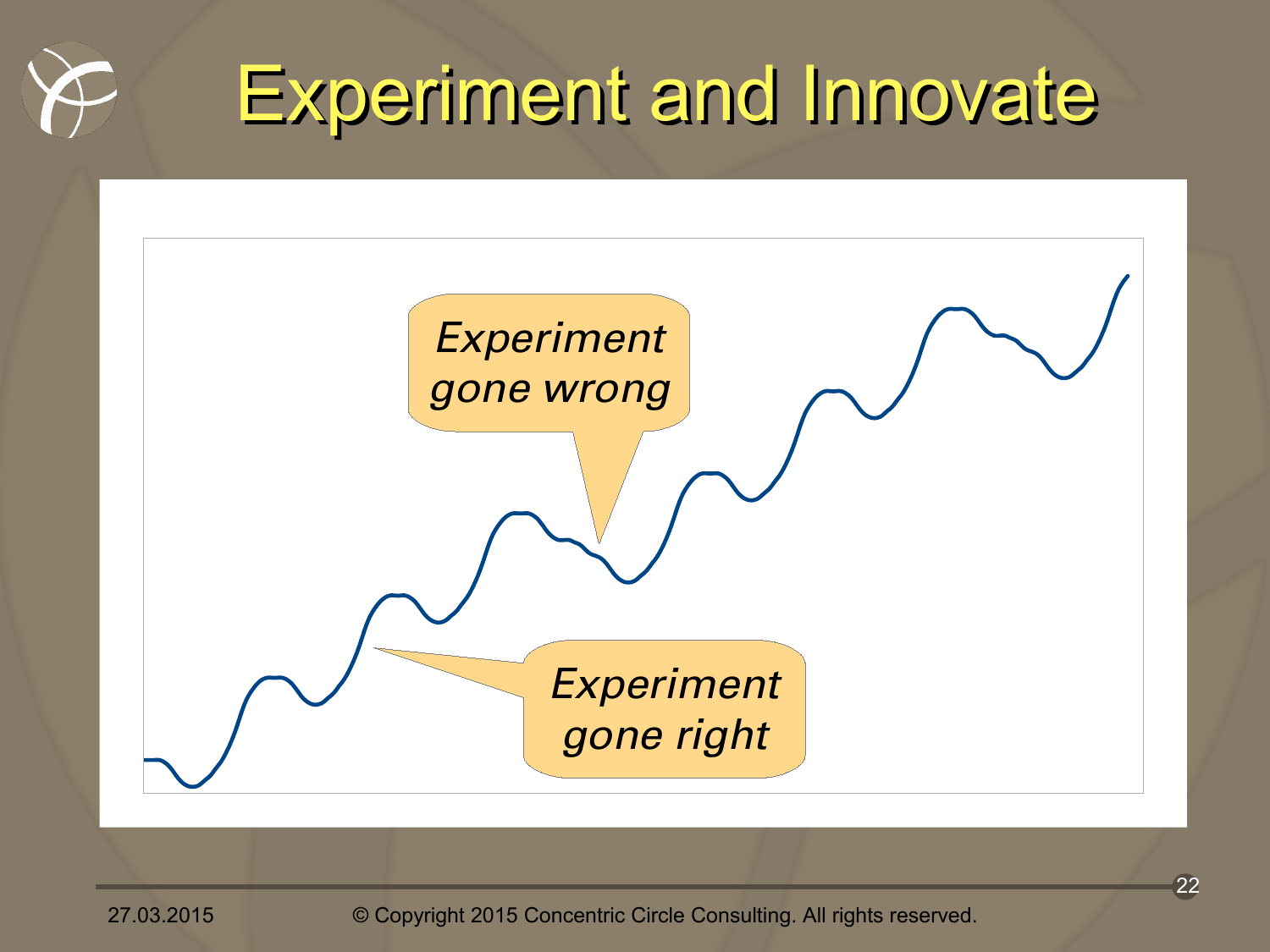# Experiment and Innovate

*Experiment gone wrong*

*Experiment gone right*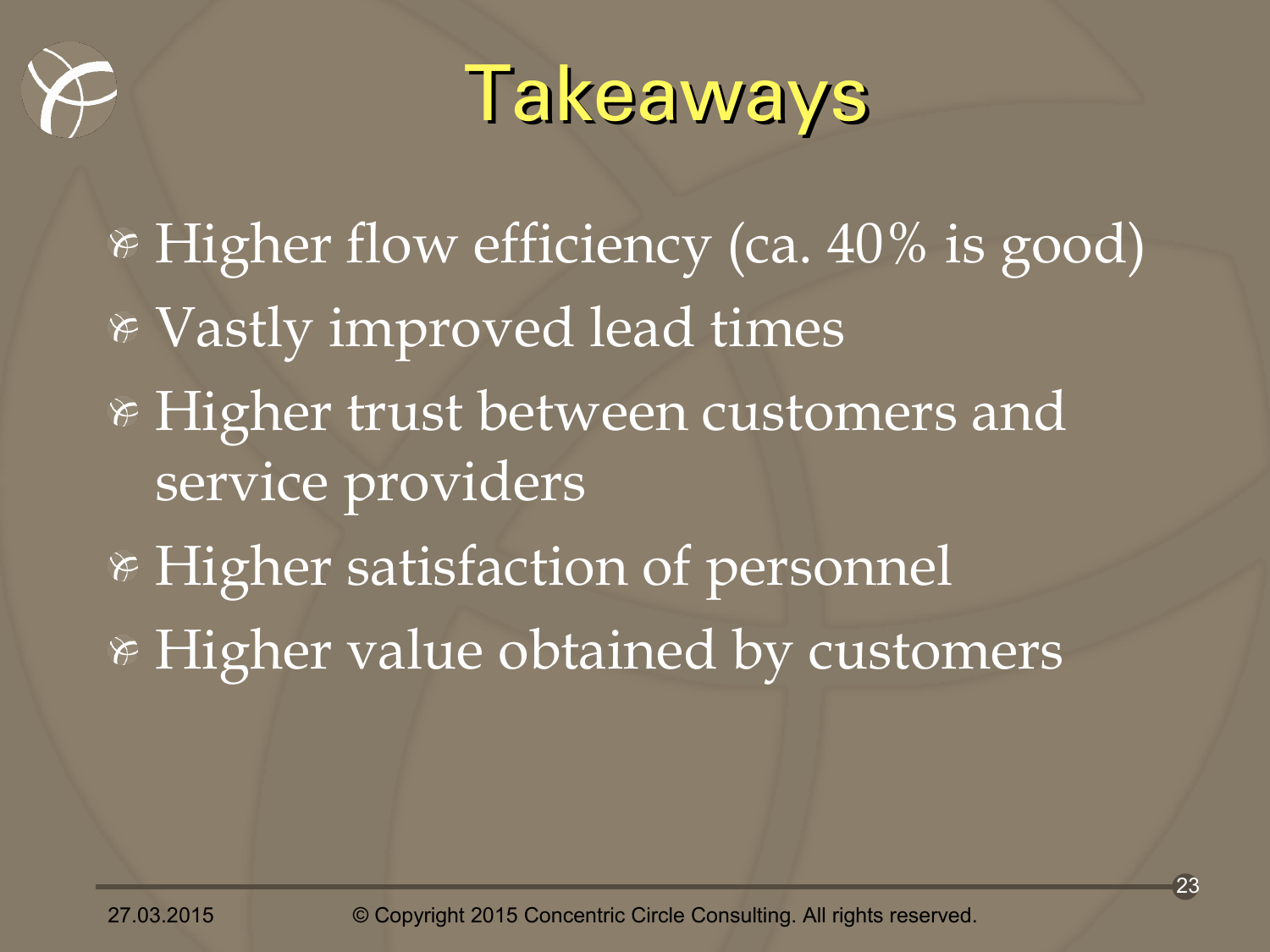# Takeaways

- Higher flow efficiency (ca. 40% is good)
- Vastly improved lead times
- Higher trust between customers and service providers
- Higher satisfaction of personnel
- Higher value obtained by customers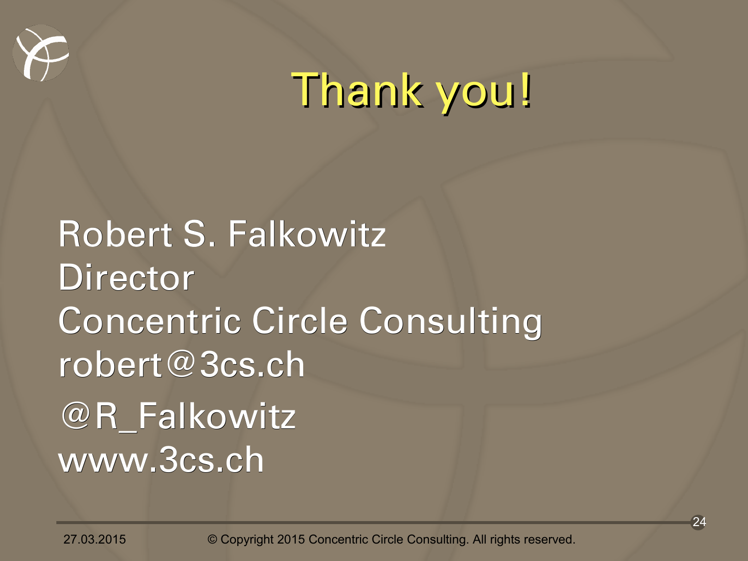# Thank you!

Robert S. Falkowitz
Director
Concentric Circle Consulting
robert@3cs.ch
@R_Falkowitz
www.3cs.ch